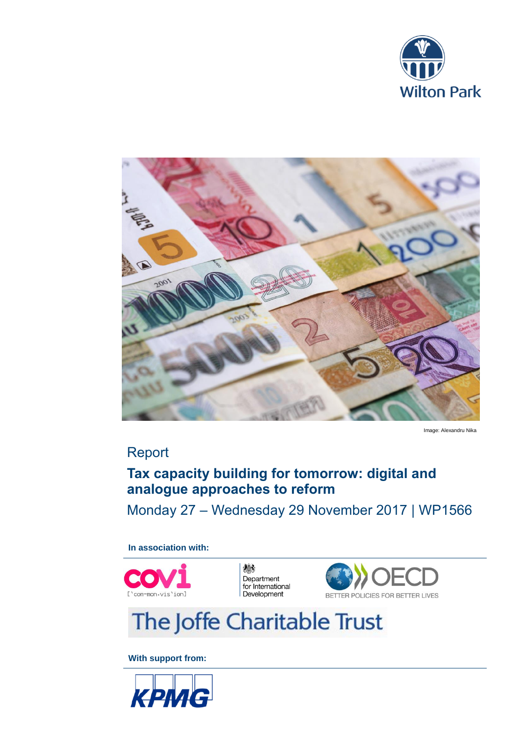Wilton Park

Image: Alexandru Nika

Report

# Tax capacity building for tomorrow: digital and analogue approaches to reform

Monday 27 – Wednesday 29 November 2017 | WP1566

**In association with:**

covi [`com-mon.vis`ion]

Department for International Development

OECD BETTER POLICIES FOR BETTER LIVES

The Joffe Charitable Trust

**With support from:**

KPMG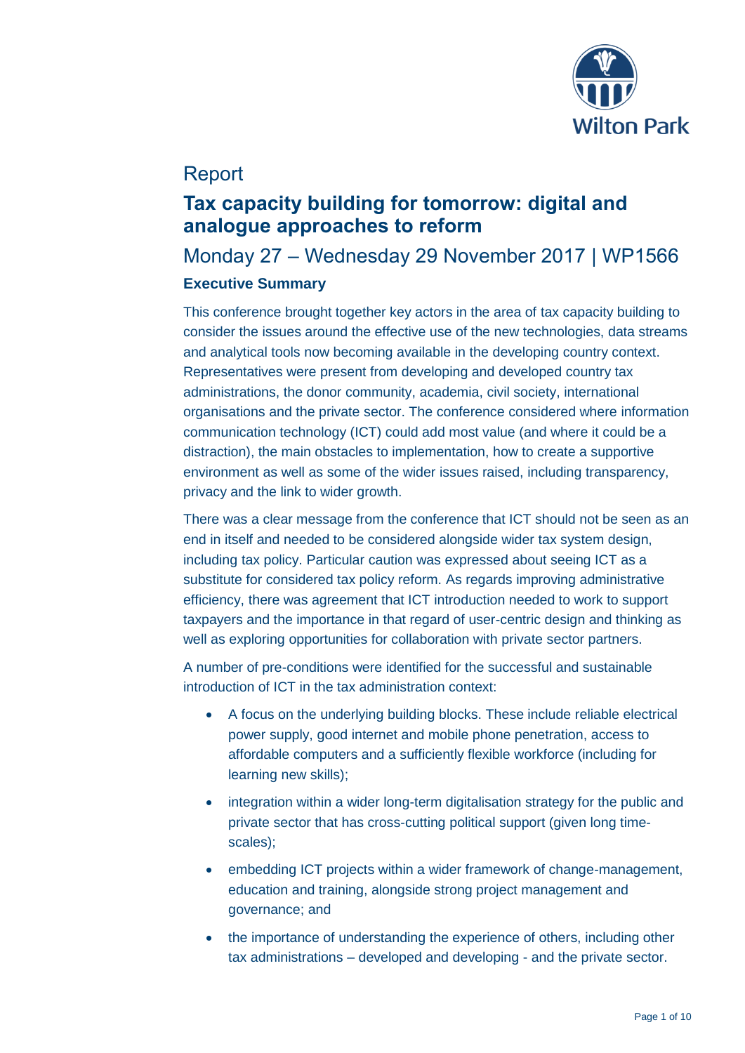# Report

## Tax capacity building for tomorrow: digital and analogue approaches to reform

Monday 27 – Wednesday 29 November 2017 | WP1566

### Executive Summary

This conference brought together key actors in the area of tax capacity building to consider the issues around the effective use of the new technologies, data streams and analytical tools now becoming available in the developing country context. Representatives were present from developing and developed country tax administrations, the donor community, academia, civil society, international organisations and the private sector. The conference considered where information communication technology (ICT) could add most value (and where it could be a distraction), the main obstacles to implementation, how to create a supportive environment as well as some of the wider issues raised, including transparency, privacy and the link to wider growth.

There was a clear message from the conference that ICT should not be seen as an end in itself and needed to be considered alongside wider tax system design, including tax policy. Particular caution was expressed about seeing ICT as a substitute for considered tax policy reform. As regards improving administrative efficiency, there was agreement that ICT introduction needed to work to support taxpayers and the importance in that regard of user-centric design and thinking as well as exploring opportunities for collaboration with private sector partners.

A number of pre-conditions were identified for the successful and sustainable introduction of ICT in the tax administration context:

- A focus on the underlying building blocks. These include reliable electrical power supply, good internet and mobile phone penetration, access to affordable computers and a sufficiently flexible workforce (including for learning new skills);
- integration within a wider long-term digitalisation strategy for the public and private sector that has cross-cutting political support (given long time-scales);
- embedding ICT projects within a wider framework of change-management, education and training, alongside strong project management and governance; and
- the importance of understanding the experience of others, including other tax administrations – developed and developing - and the private sector.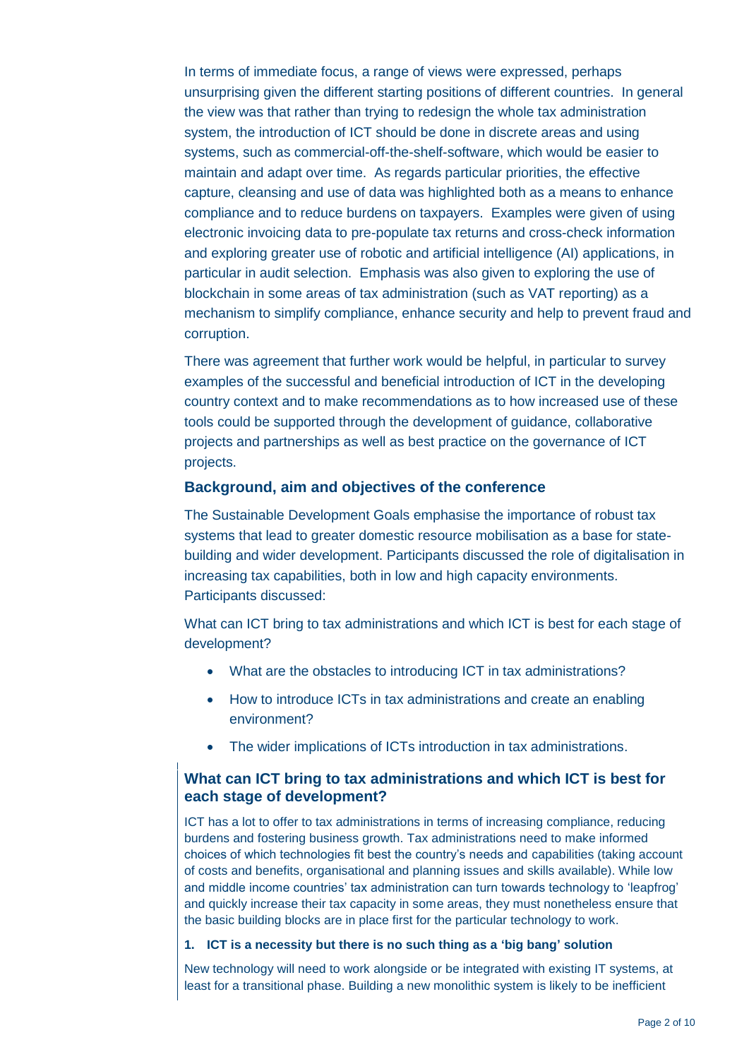In terms of immediate focus, a range of views were expressed, perhaps unsurprising given the different starting positions of different countries. In general the view was that rather than trying to redesign the whole tax administration system, the introduction of ICT should be done in discrete areas and using systems, such as commercial-off-the-shelf-software, which would be easier to maintain and adapt over time. As regards particular priorities, the effective capture, cleansing and use of data was highlighted both as a means to enhance compliance and to reduce burdens on taxpayers. Examples were given of using electronic invoicing data to pre-populate tax returns and cross-check information and exploring greater use of robotic and artificial intelligence (AI) applications, in particular in audit selection. Emphasis was also given to exploring the use of blockchain in some areas of tax administration (such as VAT reporting) as a mechanism to simplify compliance, enhance security and help to prevent fraud and corruption.

There was agreement that further work would be helpful, in particular to survey examples of the successful and beneficial introduction of ICT in the developing country context and to make recommendations as to how increased use of these tools could be supported through the development of guidance, collaborative projects and partnerships as well as best practice on the governance of ICT projects.

### Background, aim and objectives of the conference

The Sustainable Development Goals emphasise the importance of robust tax systems that lead to greater domestic resource mobilisation as a base for state-building and wider development. Participants discussed the role of digitalisation in increasing tax capabilities, both in low and high capacity environments. Participants discussed:

What can ICT bring to tax administrations and which ICT is best for each stage of development?

- What are the obstacles to introducing ICT in tax administrations?
- How to introduce ICTs in tax administrations and create an enabling environment?
- The wider implications of ICTs introduction in tax administrations.

### What can ICT bring to tax administrations and which ICT is best for each stage of development?

ICT has a lot to offer to tax administrations in terms of increasing compliance, reducing burdens and fostering business growth. Tax administrations need to make informed choices of which technologies fit best the country's needs and capabilities (taking account of costs and benefits, organisational and planning issues and skills available). While low and middle income countries' tax administration can turn towards technology to 'leapfrog' and quickly increase their tax capacity in some areas, they must nonetheless ensure that the basic building blocks are in place first for the particular technology to work.

**1. ICT is a necessity but there is no such thing as a 'big bang' solution**

New technology will need to work alongside or be integrated with existing IT systems, at least for a transitional phase. Building a new monolithic system is likely to be inefficient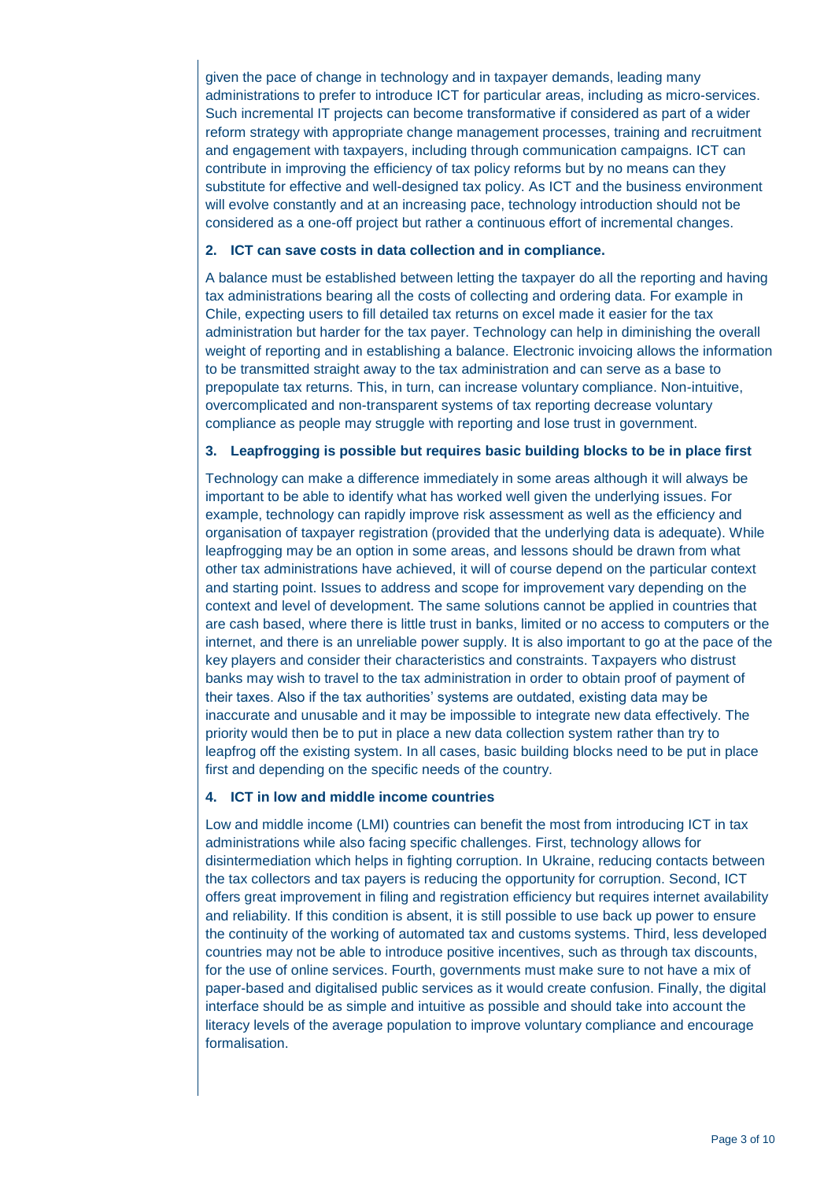given the pace of change in technology and in taxpayer demands, leading many administrations to prefer to introduce ICT for particular areas, including as micro-services. Such incremental IT projects can become transformative if considered as part of a wider reform strategy with appropriate change management processes, training and recruitment and engagement with taxpayers, including through communication campaigns. ICT can contribute in improving the efficiency of tax policy reforms but by no means can they substitute for effective and well-designed tax policy. As ICT and the business environment will evolve constantly and at an increasing pace, technology introduction should not be considered as a one-off project but rather a continuous effort of incremental changes.

**2. ICT can save costs in data collection and in compliance.**

A balance must be established between letting the taxpayer do all the reporting and having tax administrations bearing all the costs of collecting and ordering data. For example in Chile, expecting users to fill detailed tax returns on excel made it easier for the tax administration but harder for the tax payer. Technology can help in diminishing the overall weight of reporting and in establishing a balance. Electronic invoicing allows the information to be transmitted straight away to the tax administration and can serve as a base to prepopulate tax returns. This, in turn, can increase voluntary compliance. Non-intuitive, overcomplicated and non-transparent systems of tax reporting decrease voluntary compliance as people may struggle with reporting and lose trust in government.

**3. Leapfrogging is possible but requires basic building blocks to be in place first**

Technology can make a difference immediately in some areas although it will always be important to be able to identify what has worked well given the underlying issues. For example, technology can rapidly improve risk assessment as well as the efficiency and organisation of taxpayer registration (provided that the underlying data is adequate). While leapfrogging may be an option in some areas, and lessons should be drawn from what other tax administrations have achieved, it will of course depend on the particular context and starting point. Issues to address and scope for improvement vary depending on the context and level of development. The same solutions cannot be applied in countries that are cash based, where there is little trust in banks, limited or no access to computers or the internet, and there is an unreliable power supply. It is also important to go at the pace of the key players and consider their characteristics and constraints. Taxpayers who distrust banks may wish to travel to the tax administration in order to obtain proof of payment of their taxes. Also if the tax authorities' systems are outdated, existing data may be inaccurate and unusable and it may be impossible to integrate new data effectively. The priority would then be to put in place a new data collection system rather than try to leapfrog off the existing system. In all cases, basic building blocks need to be put in place first and depending on the specific needs of the country.

**4. ICT in low and middle income countries**

Low and middle income (LMI) countries can benefit the most from introducing ICT in tax administrations while also facing specific challenges. First, technology allows for disintermediation which helps in fighting corruption. In Ukraine, reducing contacts between the tax collectors and tax payers is reducing the opportunity for corruption. Second, ICT offers great improvement in filing and registration efficiency but requires internet availability and reliability. If this condition is absent, it is still possible to use back up power to ensure the continuity of the working of automated tax and customs systems. Third, less developed countries may not be able to introduce positive incentives, such as through tax discounts, for the use of online services. Fourth, governments must make sure to not have a mix of paper-based and digitalised public services as it would create confusion. Finally, the digital interface should be as simple and intuitive as possible and should take into account the literacy levels of the average population to improve voluntary compliance and encourage formalisation.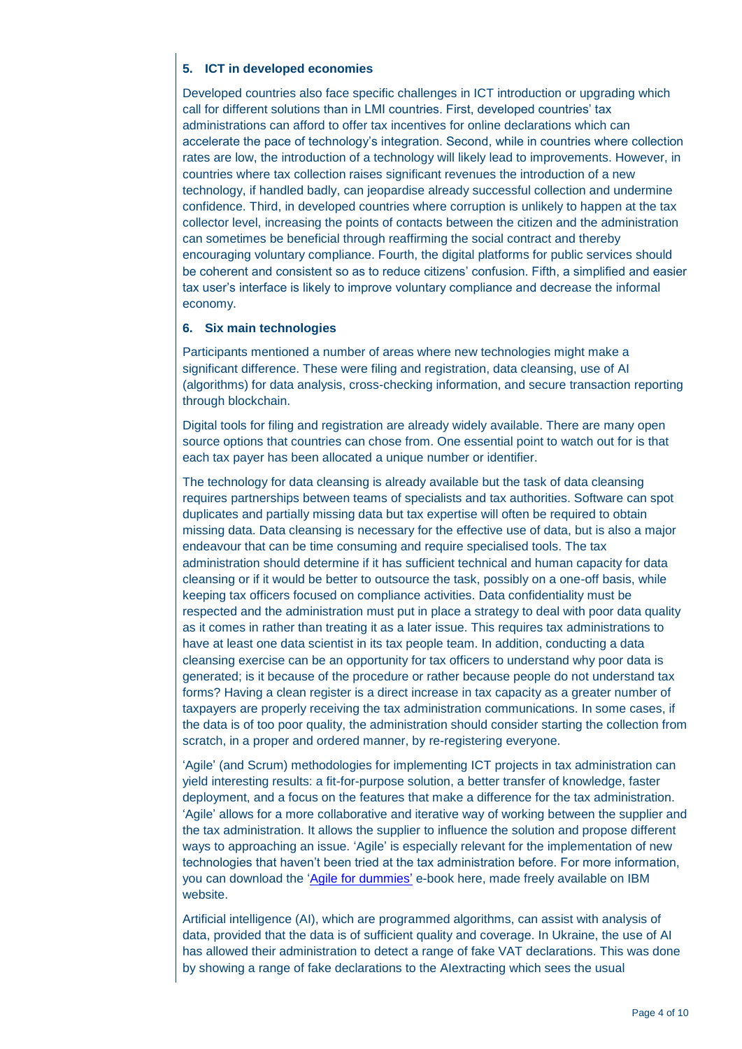## 5. ICT in developed economies

Developed countries also face specific challenges in ICT introduction or upgrading which call for different solutions than in LMI countries. First, developed countries' tax administrations can afford to offer tax incentives for online declarations which can accelerate the pace of technology's integration. Second, while in countries where collection rates are low, the introduction of a technology will likely lead to improvements. However, in countries where tax collection raises significant revenues the introduction of a new technology, if handled badly, can jeopardise already successful collection and undermine confidence. Third, in developed countries where corruption is unlikely to happen at the tax collector level, increasing the points of contacts between the citizen and the administration can sometimes be beneficial through reaffirming the social contract and thereby encouraging voluntary compliance. Fourth, the digital platforms for public services should be coherent and consistent so as to reduce citizens' confusion. Fifth, a simplified and easier tax user's interface is likely to improve voluntary compliance and decrease the informal economy.

## 6. Six main technologies

Participants mentioned a number of areas where new technologies might make a significant difference. These were filing and registration, data cleansing, use of AI (algorithms) for data analysis, cross-checking information, and secure transaction reporting through blockchain.

Digital tools for filing and registration are already widely available. There are many open source options that countries can chose from. One essential point to watch out for is that each tax payer has been allocated a unique number or identifier.

The technology for data cleansing is already available but the task of data cleansing requires partnerships between teams of specialists and tax authorities. Software can spot duplicates and partially missing data but tax expertise will often be required to obtain missing data. Data cleansing is necessary for the effective use of data, but is also a major endeavour that can be time consuming and require specialised tools. The tax administration should determine if it has sufficient technical and human capacity for data cleansing or if it would be better to outsource the task, possibly on a one-off basis, while keeping tax officers focused on compliance activities. Data confidentiality must be respected and the administration must put in place a strategy to deal with poor data quality as it comes in rather than treating it as a later issue. This requires tax administrations to have at least one data scientist in its tax people team. In addition, conducting a data cleansing exercise can be an opportunity for tax officers to understand why poor data is generated; is it because of the procedure or rather because people do not understand tax forms? Having a clean register is a direct increase in tax capacity as a greater number of taxpayers are properly receiving the tax administration communications. In some cases, if the data is of too poor quality, the administration should consider starting the collection from scratch, in a proper and ordered manner, by re-registering everyone.

'Agile' (and Scrum) methodologies for implementing ICT projects in tax administration can yield interesting results: a fit-for-purpose solution, a better transfer of knowledge, faster deployment, and a focus on the features that make a difference for the tax administration. 'Agile' allows for a more collaborative and iterative way of working between the supplier and the tax administration. It allows the supplier to influence the solution and propose different ways to approaching an issue. 'Agile' is especially relevant for the implementation of new technologies that haven't been tried at the tax administration before. For more information, you can download the 'Agile for dummies' e-book here, made freely available on IBM website.

Artificial intelligence (AI), which are programmed algorithms, can assist with analysis of data, provided that the data is of sufficient quality and coverage. In Ukraine, the use of AI has allowed their administration to detect a range of fake VAT declarations. This was done by showing a range of fake declarations to the AIextracting which sees the usual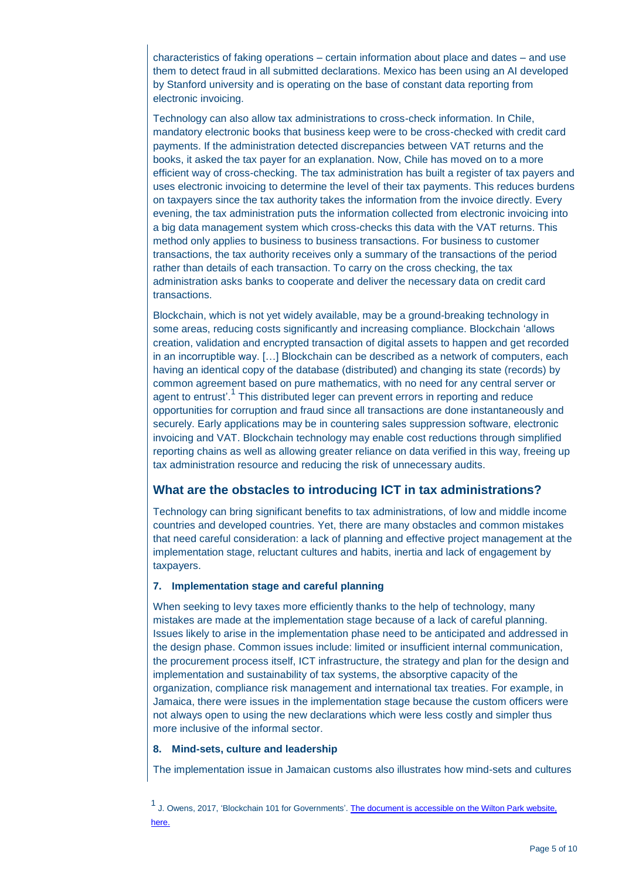characteristics of faking operations – certain information about place and dates – and use them to detect fraud in all submitted declarations. Mexico has been using an AI developed by Stanford university and is operating on the base of constant data reporting from electronic invoicing.

Technology can also allow tax administrations to cross-check information. In Chile, mandatory electronic books that business keep were to be cross-checked with credit card payments. If the administration detected discrepancies between VAT returns and the books, it asked the tax payer for an explanation. Now, Chile has moved on to a more efficient way of cross-checking. The tax administration has built a register of tax payers and uses electronic invoicing to determine the level of their tax payments. This reduces burdens on taxpayers since the tax authority takes the information from the invoice directly. Every evening, the tax administration puts the information collected from electronic invoicing into a big data management system which cross-checks this data with the VAT returns. This method only applies to business to business transactions. For business to customer transactions, the tax authority receives only a summary of the transactions of the period rather than details of each transaction. To carry on the cross checking, the tax administration asks banks to cooperate and deliver the necessary data on credit card transactions.

Blockchain, which is not yet widely available, may be a ground-breaking technology in some areas, reducing costs significantly and increasing compliance. Blockchain 'allows creation, validation and encrypted transaction of digital assets to happen and get recorded in an incorruptible way. […] Blockchain can be described as a network of computers, each having an identical copy of the database (distributed) and changing its state (records) by common agreement based on pure mathematics, with no need for any central server or agent to entrust'.[1] This distributed leger can prevent errors in reporting and reduce opportunities for corruption and fraud since all transactions are done instantaneously and securely. Early applications may be in countering sales suppression software, electronic invoicing and VAT. Blockchain technology may enable cost reductions through simplified reporting chains as well as allowing greater reliance on data verified in this way, freeing up tax administration resource and reducing the risk of unnecessary audits.

## What are the obstacles to introducing ICT in tax administrations?

Technology can bring significant benefits to tax administrations, of low and middle income countries and developed countries. Yet, there are many obstacles and common mistakes that need careful consideration: a lack of planning and effective project management at the implementation stage, reluctant cultures and habits, inertia and lack of engagement by taxpayers.

### 7. Implementation stage and careful planning

When seeking to levy taxes more efficiently thanks to the help of technology, many mistakes are made at the implementation stage because of a lack of careful planning. Issues likely to arise in the implementation phase need to be anticipated and addressed in the design phase. Common issues include: limited or insufficient internal communication, the procurement process itself, ICT infrastructure, the strategy and plan for the design and implementation and sustainability of tax systems, the absorptive capacity of the organization, compliance risk management and international tax treaties. For example, in Jamaica, there were issues in the implementation stage because the custom officers were not always open to using the new declarations which were less costly and simpler thus more inclusive of the informal sector.

### 8. Mind-sets, culture and leadership

The implementation issue in Jamaican customs also illustrates how mind-sets and cultures

[1] J. Owens, 2017, 'Blockchain 101 for Governments'. The document is accessible on the Wilton Park website, here.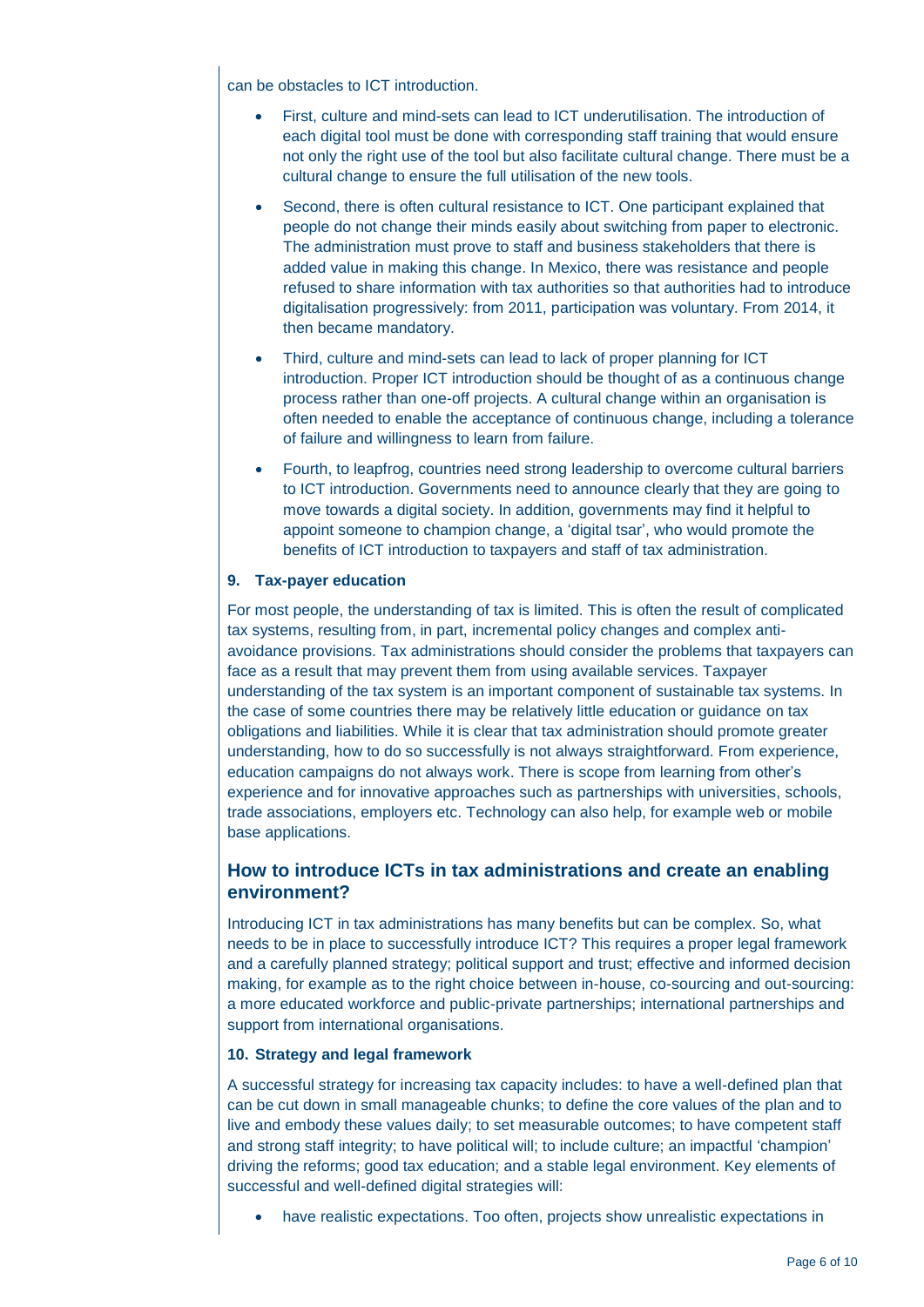can be obstacles to ICT introduction.

- First, culture and mind-sets can lead to ICT underutilisation. The introduction of each digital tool must be done with corresponding staff training that would ensure not only the right use of the tool but also facilitate cultural change. There must be a cultural change to ensure the full utilisation of the new tools.
- Second, there is often cultural resistance to ICT. One participant explained that people do not change their minds easily about switching from paper to electronic. The administration must prove to staff and business stakeholders that there is added value in making this change. In Mexico, there was resistance and people refused to share information with tax authorities so that authorities had to introduce digitalisation progressively: from 2011, participation was voluntary. From 2014, it then became mandatory.
- Third, culture and mind-sets can lead to lack of proper planning for ICT introduction. Proper ICT introduction should be thought of as a continuous change process rather than one-off projects. A cultural change within an organisation is often needed to enable the acceptance of continuous change, including a tolerance of failure and willingness to learn from failure.
- Fourth, to leapfrog, countries need strong leadership to overcome cultural barriers to ICT introduction. Governments need to announce clearly that they are going to move towards a digital society. In addition, governments may find it helpful to appoint someone to champion change, a 'digital tsar', who would promote the benefits of ICT introduction to taxpayers and staff of tax administration.

#### 9. Tax-payer education

For most people, the understanding of tax is limited. This is often the result of complicated tax systems, resulting from, in part, incremental policy changes and complex anti-avoidance provisions. Tax administrations should consider the problems that taxpayers can face as a result that may prevent them from using available services. Taxpayer understanding of the tax system is an important component of sustainable tax systems. In the case of some countries there may be relatively little education or guidance on tax obligations and liabilities. While it is clear that tax administration should promote greater understanding, how to do so successfully is not always straightforward. From experience, education campaigns do not always work. There is scope from learning from other's experience and for innovative approaches such as partnerships with universities, schools, trade associations, employers etc. Technology can also help, for example web or mobile base applications.

## How to introduce ICTs in tax administrations and create an enabling environment?

Introducing ICT in tax administrations has many benefits but can be complex. So, what needs to be in place to successfully introduce ICT? This requires a proper legal framework and a carefully planned strategy; political support and trust; effective and informed decision making, for example as to the right choice between in-house, co-sourcing and out-sourcing: a more educated workforce and public-private partnerships; international partnerships and support from international organisations.

#### 10. Strategy and legal framework

A successful strategy for increasing tax capacity includes: to have a well-defined plan that can be cut down in small manageable chunks; to define the core values of the plan and to live and embody these values daily; to set measurable outcomes; to have competent staff and strong staff integrity; to have political will; to include culture; an impactful 'champion' driving the reforms; good tax education; and a stable legal environment. Key elements of successful and well-defined digital strategies will:

- have realistic expectations. Too often, projects show unrealistic expectations in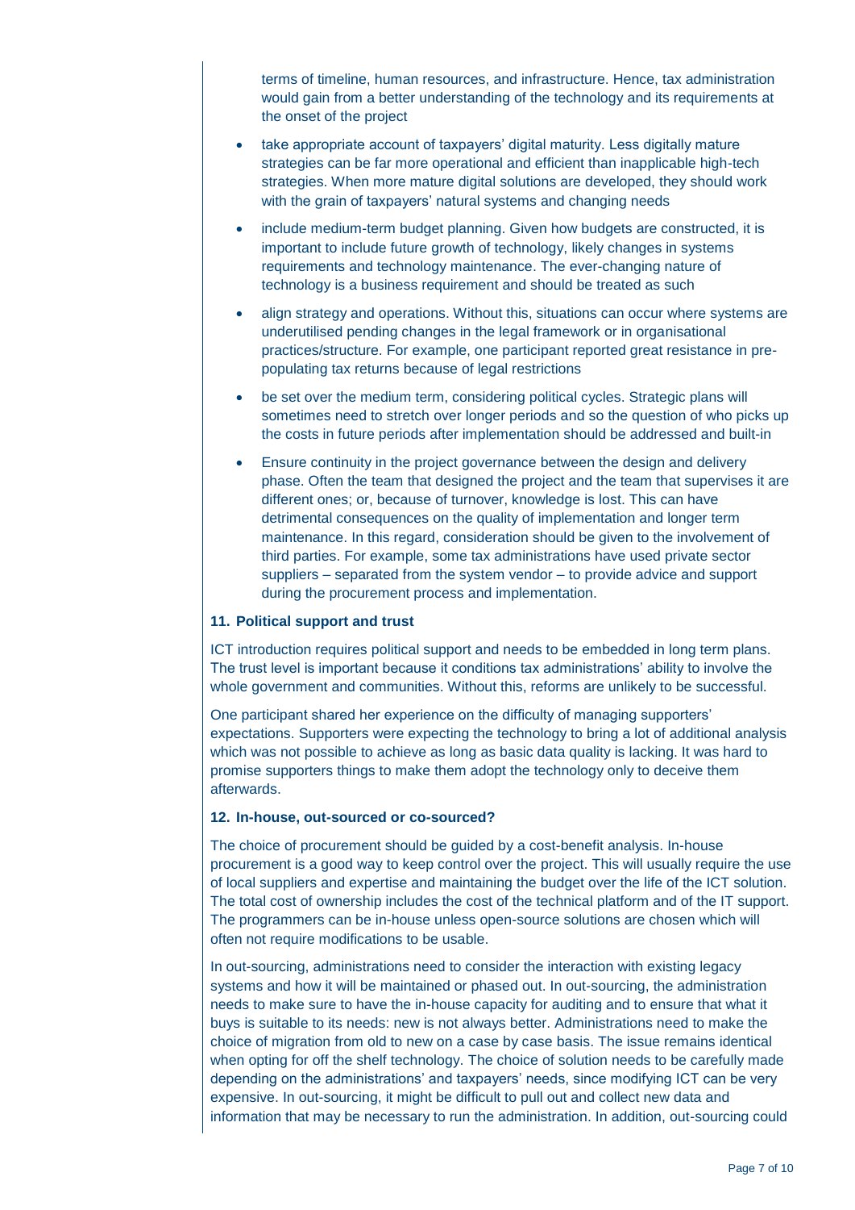terms of timeline, human resources, and infrastructure. Hence, tax administration would gain from a better understanding of the technology and its requirements at the onset of the project

- take appropriate account of taxpayers' digital maturity. Less digitally mature strategies can be far more operational and efficient than inapplicable high-tech strategies. When more mature digital solutions are developed, they should work with the grain of taxpayers' natural systems and changing needs
- include medium-term budget planning. Given how budgets are constructed, it is important to include future growth of technology, likely changes in systems requirements and technology maintenance. The ever-changing nature of technology is a business requirement and should be treated as such
- align strategy and operations. Without this, situations can occur where systems are underutilised pending changes in the legal framework or in organisational practices/structure. For example, one participant reported great resistance in pre-populating tax returns because of legal restrictions
- be set over the medium term, considering political cycles. Strategic plans will sometimes need to stretch over longer periods and so the question of who picks up the costs in future periods after implementation should be addressed and built-in
- Ensure continuity in the project governance between the design and delivery phase. Often the team that designed the project and the team that supervises it are different ones; or, because of turnover, knowledge is lost. This can have detrimental consequences on the quality of implementation and longer term maintenance. In this regard, consideration should be given to the involvement of third parties. For example, some tax administrations have used private sector suppliers – separated from the system vendor – to provide advice and support during the procurement process and implementation.

### 11. Political support and trust

ICT introduction requires political support and needs to be embedded in long term plans. The trust level is important because it conditions tax administrations' ability to involve the whole government and communities. Without this, reforms are unlikely to be successful.

One participant shared her experience on the difficulty of managing supporters' expectations. Supporters were expecting the technology to bring a lot of additional analysis which was not possible to achieve as long as basic data quality is lacking. It was hard to promise supporters things to make them adopt the technology only to deceive them afterwards.

### 12. In-house, out-sourced or co-sourced?

The choice of procurement should be guided by a cost-benefit analysis. In-house procurement is a good way to keep control over the project. This will usually require the use of local suppliers and expertise and maintaining the budget over the life of the ICT solution. The total cost of ownership includes the cost of the technical platform and of the IT support. The programmers can be in-house unless open-source solutions are chosen which will often not require modifications to be usable.

In out-sourcing, administrations need to consider the interaction with existing legacy systems and how it will be maintained or phased out. In out-sourcing, the administration needs to make sure to have the in-house capacity for auditing and to ensure that what it buys is suitable to its needs: new is not always better. Administrations need to make the choice of migration from old to new on a case by case basis. The issue remains identical when opting for off the shelf technology. The choice of solution needs to be carefully made depending on the administrations' and taxpayers' needs, since modifying ICT can be very expensive. In out-sourcing, it might be difficult to pull out and collect new data and information that may be necessary to run the administration. In addition, out-sourcing could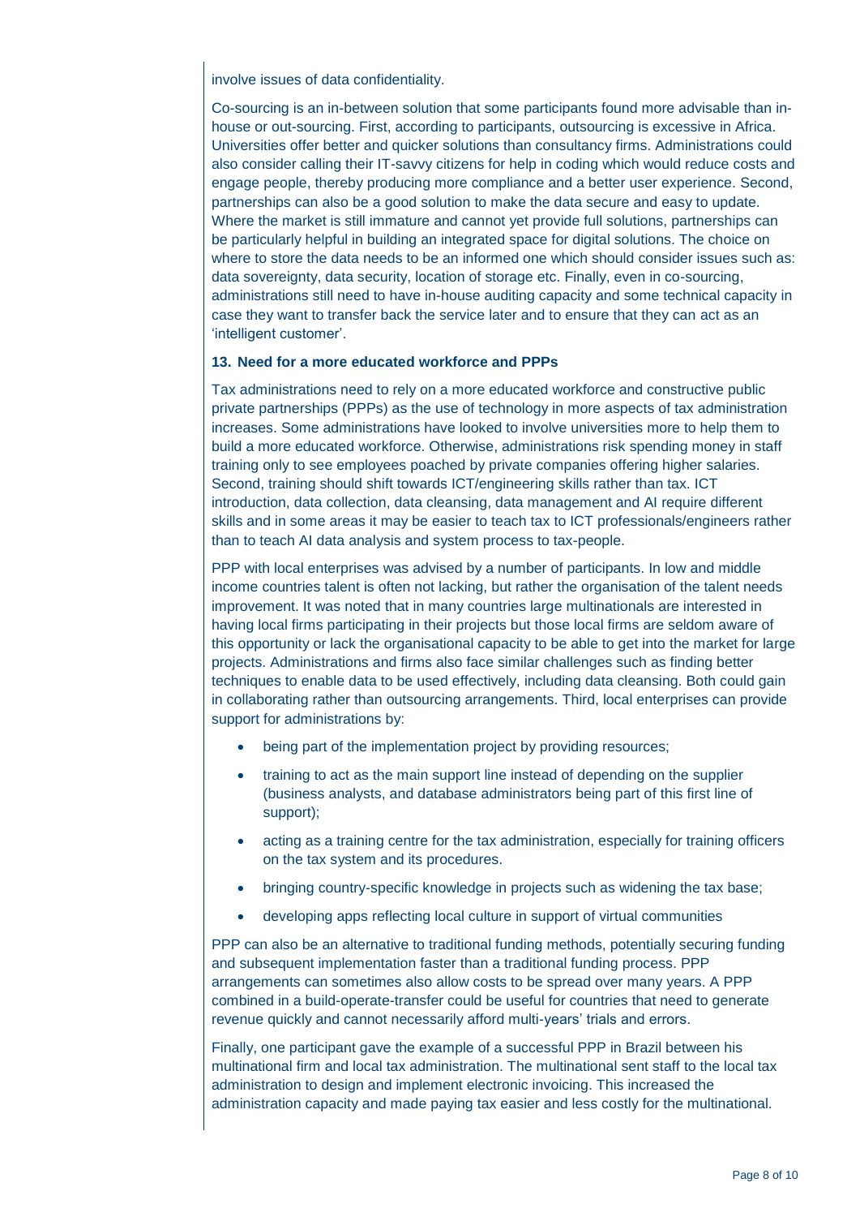involve issues of data confidentiality.

Co-sourcing is an in-between solution that some participants found more advisable than in-house or out-sourcing. First, according to participants, outsourcing is excessive in Africa. Universities offer better and quicker solutions than consultancy firms. Administrations could also consider calling their IT-savvy citizens for help in coding which would reduce costs and engage people, thereby producing more compliance and a better user experience. Second, partnerships can also be a good solution to make the data secure and easy to update. Where the market is still immature and cannot yet provide full solutions, partnerships can be particularly helpful in building an integrated space for digital solutions. The choice on where to store the data needs to be an informed one which should consider issues such as: data sovereignty, data security, location of storage etc. Finally, even in co-sourcing, administrations still need to have in-house auditing capacity and some technical capacity in case they want to transfer back the service later and to ensure that they can act as an 'intelligent customer'.

**13. Need for a more educated workforce and PPPs**

Tax administrations need to rely on a more educated workforce and constructive public private partnerships (PPPs) as the use of technology in more aspects of tax administration increases. Some administrations have looked to involve universities more to help them to build a more educated workforce. Otherwise, administrations risk spending money in staff training only to see employees poached by private companies offering higher salaries. Second, training should shift towards ICT/engineering skills rather than tax. ICT introduction, data collection, data cleansing, data management and AI require different skills and in some areas it may be easier to teach tax to ICT professionals/engineers rather than to teach AI data analysis and system process to tax-people.

PPP with local enterprises was advised by a number of participants. In low and middle income countries talent is often not lacking, but rather the organisation of the talent needs improvement. It was noted that in many countries large multinationals are interested in having local firms participating in their projects but those local firms are seldom aware of this opportunity or lack the organisational capacity to be able to get into the market for large projects. Administrations and firms also face similar challenges such as finding better techniques to enable data to be used effectively, including data cleansing. Both could gain in collaborating rather than outsourcing arrangements. Third, local enterprises can provide support for administrations by:

- being part of the implementation project by providing resources;
- training to act as the main support line instead of depending on the supplier (business analysts, and database administrators being part of this first line of support);
- acting as a training centre for the tax administration, especially for training officers on the tax system and its procedures.
- bringing country-specific knowledge in projects such as widening the tax base;
- developing apps reflecting local culture in support of virtual communities

PPP can also be an alternative to traditional funding methods, potentially securing funding and subsequent implementation faster than a traditional funding process. PPP arrangements can sometimes also allow costs to be spread over many years. A PPP combined in a build-operate-transfer could be useful for countries that need to generate revenue quickly and cannot necessarily afford multi-years' trials and errors.

Finally, one participant gave the example of a successful PPP in Brazil between his multinational firm and local tax administration. The multinational sent staff to the local tax administration to design and implement electronic invoicing. This increased the administration capacity and made paying tax easier and less costly for the multinational.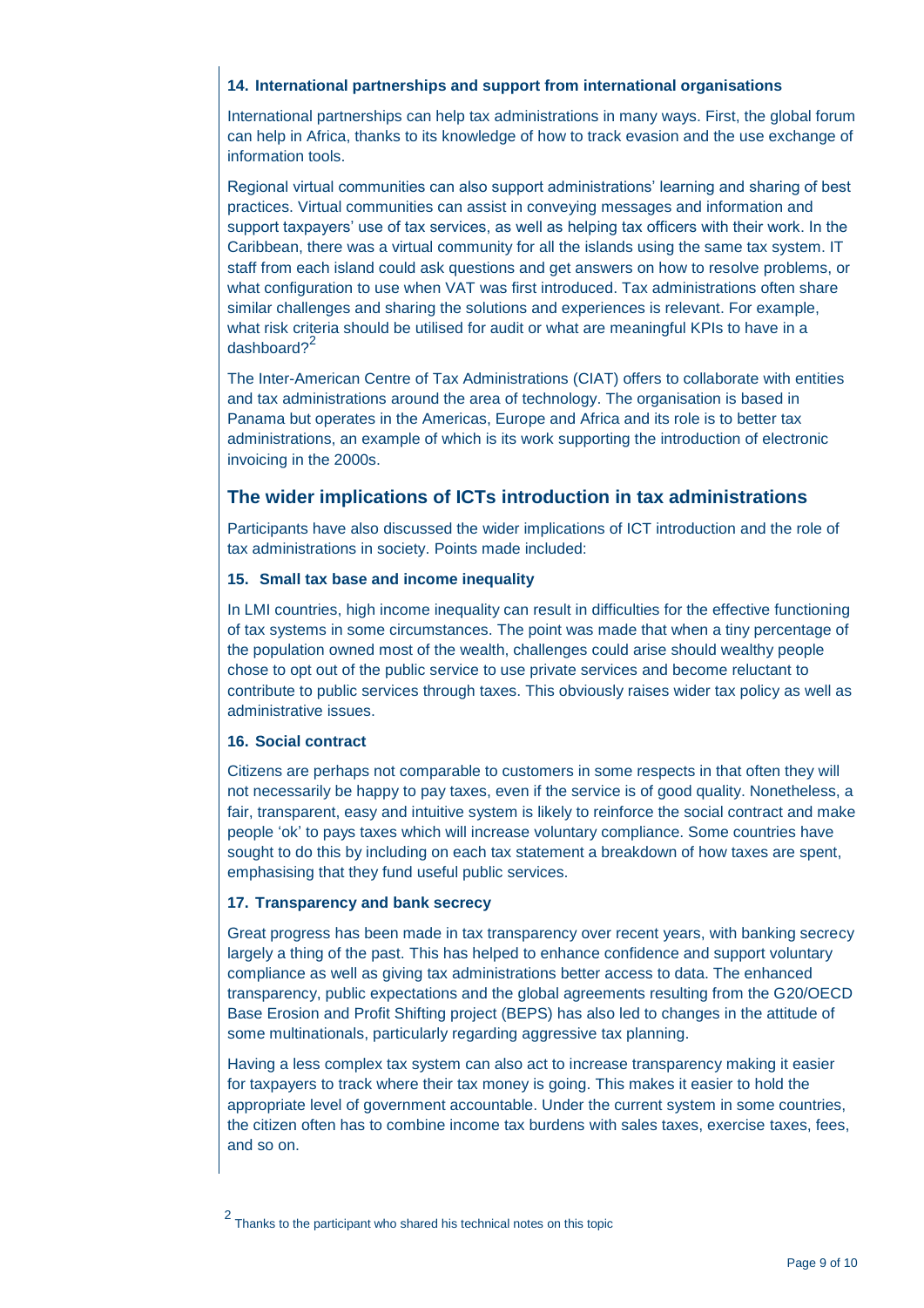#### 14. International partnerships and support from international organisations

International partnerships can help tax administrations in many ways. First, the global forum can help in Africa, thanks to its knowledge of how to track evasion and the use exchange of information tools.

Regional virtual communities can also support administrations' learning and sharing of best practices. Virtual communities can assist in conveying messages and information and support taxpayers' use of tax services, as well as helping tax officers with their work. In the Caribbean, there was a virtual community for all the islands using the same tax system. IT staff from each island could ask questions and get answers on how to resolve problems, or what configuration to use when VAT was first introduced. Tax administrations often share similar challenges and sharing the solutions and experiences is relevant. For example, what risk criteria should be utilised for audit or what are meaningful KPIs to have in a dashboard?[2]

The Inter-American Centre of Tax Administrations (CIAT) offers to collaborate with entities and tax administrations around the area of technology. The organisation is based in Panama but operates in the Americas, Europe and Africa and its role is to better tax administrations, an example of which is its work supporting the introduction of electronic invoicing in the 2000s.

## The wider implications of ICTs introduction in tax administrations

Participants have also discussed the wider implications of ICT introduction and the role of tax administrations in society. Points made included:

#### 15. Small tax base and income inequality

In LMI countries, high income inequality can result in difficulties for the effective functioning of tax systems in some circumstances. The point was made that when a tiny percentage of the population owned most of the wealth, challenges could arise should wealthy people chose to opt out of the public service to use private services and become reluctant to contribute to public services through taxes. This obviously raises wider tax policy as well as administrative issues.

#### 16. Social contract

Citizens are perhaps not comparable to customers in some respects in that often they will not necessarily be happy to pay taxes, even if the service is of good quality. Nonetheless, a fair, transparent, easy and intuitive system is likely to reinforce the social contract and make people 'ok' to pays taxes which will increase voluntary compliance. Some countries have sought to do this by including on each tax statement a breakdown of how taxes are spent, emphasising that they fund useful public services.

#### 17. Transparency and bank secrecy

Great progress has been made in tax transparency over recent years, with banking secrecy largely a thing of the past. This has helped to enhance confidence and support voluntary compliance as well as giving tax administrations better access to data. The enhanced transparency, public expectations and the global agreements resulting from the G20/OECD Base Erosion and Profit Shifting project (BEPS) has also led to changes in the attitude of some multinationals, particularly regarding aggressive tax planning.

Having a less complex tax system can also act to increase transparency making it easier for taxpayers to track where their tax money is going. This makes it easier to hold the appropriate level of government accountable. Under the current system in some countries, the citizen often has to combine income tax burdens with sales taxes, exercise taxes, fees, and so on.

[2] Thanks to the participant who shared his technical notes on this topic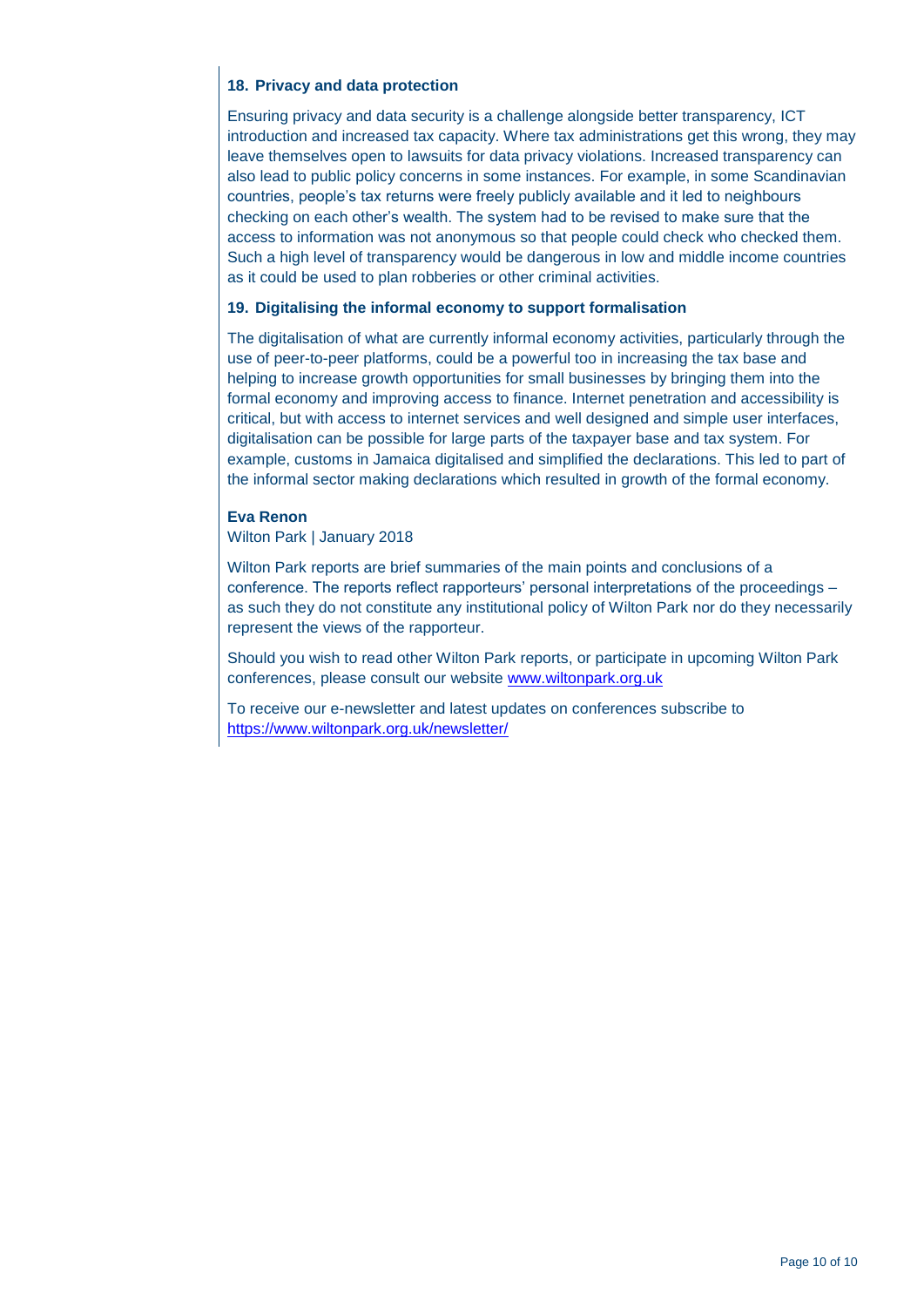### 18. Privacy and data protection

Ensuring privacy and data security is a challenge alongside better transparency, ICT introduction and increased tax capacity. Where tax administrations get this wrong, they may leave themselves open to lawsuits for data privacy violations. Increased transparency can also lead to public policy concerns in some instances. For example, in some Scandinavian countries, people's tax returns were freely publicly available and it led to neighbours checking on each other's wealth. The system had to be revised to make sure that the access to information was not anonymous so that people could check who checked them. Such a high level of transparency would be dangerous in low and middle income countries as it could be used to plan robberies or other criminal activities.

### 19. Digitalising the informal economy to support formalisation

The digitalisation of what are currently informal economy activities, particularly through the use of peer-to-peer platforms, could be a powerful too in increasing the tax base and helping to increase growth opportunities for small businesses by bringing them into the formal economy and improving access to finance. Internet penetration and accessibility is critical, but with access to internet services and well designed and simple user interfaces, digitalisation can be possible for large parts of the taxpayer base and tax system. For example, customs in Jamaica digitalised and simplified the declarations. This led to part of the informal sector making declarations which resulted in growth of the formal economy.

**Eva Renon**

Wilton Park | January 2018

Wilton Park reports are brief summaries of the main points and conclusions of a conference. The reports reflect rapporteurs' personal interpretations of the proceedings – as such they do not constitute any institutional policy of Wilton Park nor do they necessarily represent the views of the rapporteur.

Should you wish to read other Wilton Park reports, or participate in upcoming Wilton Park conferences, please consult our website [www.wiltonpark.org.uk](http://www.wiltonpark.org.uk)

To receive our e-newsletter and latest updates on conferences subscribe to [https://www.wiltonpark.org.uk/newsletter/](https://www.wiltonpark.org.uk/newsletter/)